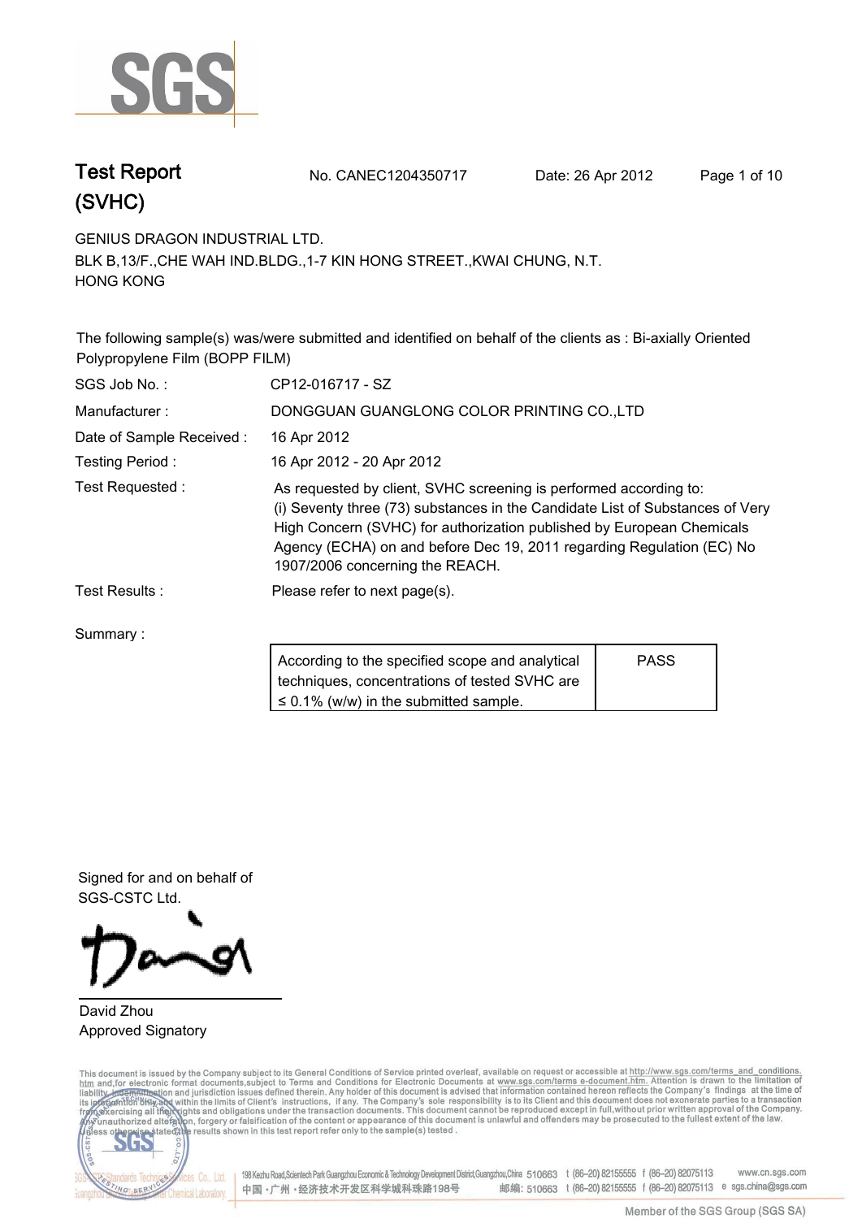# Test Report (SVHC)

No. CANEC1204350717 Date: 26 Apr 2012

GENIUS DRAGON INDUSTRIAL LTD.
BLK B,13/F.,CHE WAH IND.BLDG.,1-7 KIN HONG STREET.,KWAI CHUNG, N.T.
HONG KONG

The following sample(s) was/were submitted and identified on behalf of the clients as : Bi-axially Oriented Polypropylene Film (BOPP FILM)

| | |
|---|---|
| SGS Job No. : | CP12-016717 - SZ |
| Manufacturer : | DONGGUAN GUANGLONG COLOR PRINTING CO.,LTD |
| Date of Sample Received : | 16 Apr 2012 |
| Testing Period : | 16 Apr 2012 - 20 Apr 2012 |
| Test Requested : | As requested by client, SVHC screening is performed according to: (i) Seventy three (73) substances in the Candidate List of Substances of Very High Concern (SVHC) for authorization published by European Chemicals Agency (ECHA) on and before Dec 19, 2011 regarding Regulation (EC) No 1907/2006 concerning the REACH. |
| Test Results : | Please refer to next page(s). |

Summary :

| | |
|---|---|
| According to the specified scope and analytical techniques, concentrations of tested SVHC are ≤ 0.1% (w/w) in the submitted sample. | PASS |

Signed for and on behalf of
SGS-CSTC Ltd.

David Zhou
Approved Signatory

This document is issued by the Company subject to its General Conditions of Service printed overleaf, available on request or accessible at http://www.sgs.com/terms_and_conditions.htm and,for electronic format documents,subject to Terms and Conditions for Electronic Documents at www.sgs.com/terms_e-document.htm. Attention is drawn to the limitation of liability, indemnification and jurisdiction issues defined therein. Any holder of this document is advised that information contained hereon reflects the Company's findings at the time of its intervention only and within the limits of Client's instructions, if any. The Company's sole responsibility is to its Client and this document does not exonerate parties to a transaction from exercising all their rights and obligations under the transaction documents. This document cannot be reproduced except in full,without prior written approval of the Company. Any unauthorized alteration, forgery or falsification of the content or appearance of this document is unlawful and offenders may be prosecuted to the fullest extent of the law. Unless otherwise stated the results shown in this test report refer only to the sample(s) tested .

198 Kezhu Road,Scientech Park Guangzhou Economic & Technology Development District,Guangzhou,China 510663 t (86–20) 82155555 f (86–20) 82075113 www.cn.sgs.com
中国・广州・经济技术开发区科学城科珠路198号 邮编: 510663 t (86–20) 82155555 f (86–20) 82075113 e sgs.china@sgs.com

Member of the SGS Group (SGS SA)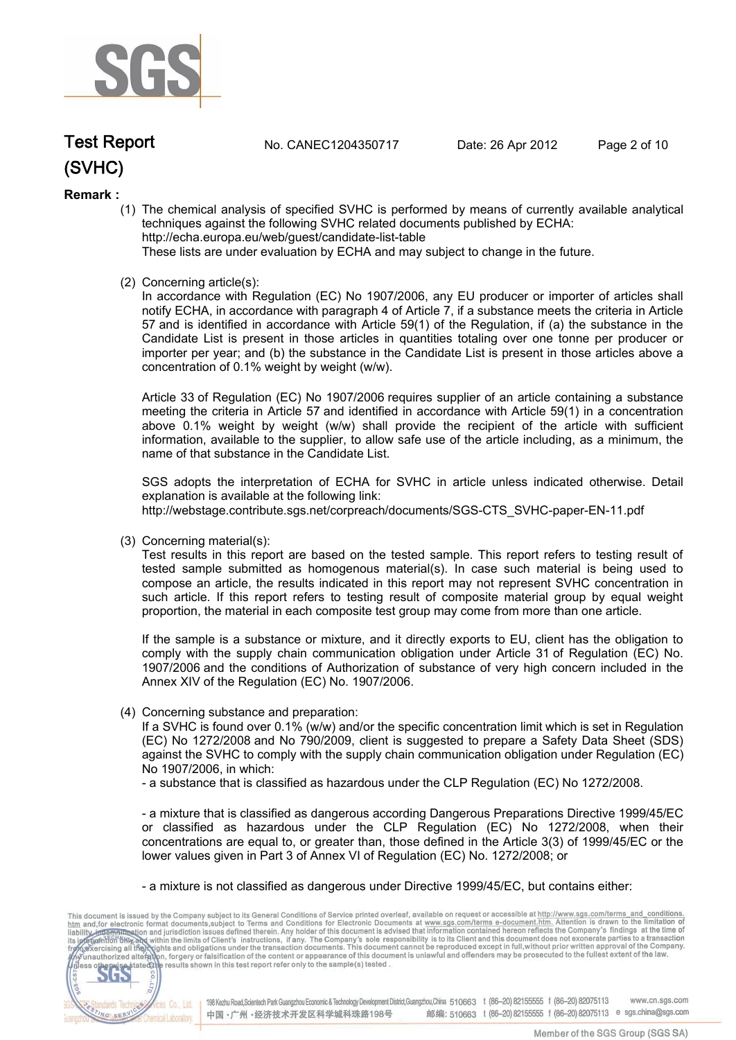**Remark :**

(1) The chemical analysis of specified SVHC is performed by means of currently available analytical techniques against the following SVHC related documents published by ECHA:
http://echa.europa.eu/web/guest/candidate-list-table
These lists are under evaluation by ECHA and may subject to change in the future.

(2) Concerning article(s):
In accordance with Regulation (EC) No 1907/2006, any EU producer or importer of articles shall notify ECHA, in accordance with paragraph 4 of Article 7, if a substance meets the criteria in Article 57 and is identified in accordance with Article 59(1) of the Regulation, if (a) the substance in the Candidate List is present in those articles in quantities totaling over one tonne per producer or importer per year; and (b) the substance in the Candidate List is present in those articles above a concentration of 0.1% weight by weight (w/w).

Article 33 of Regulation (EC) No 1907/2006 requires supplier of an article containing a substance meeting the criteria in Article 57 and identified in accordance with Article 59(1) in a concentration above 0.1% weight by weight (w/w) shall provide the recipient of the article with sufficient information, available to the supplier, to allow safe use of the article including, as a minimum, the name of that substance in the Candidate List.

SGS adopts the interpretation of ECHA for SVHC in article unless indicated otherwise. Detail explanation is available at the following link:
http://webstage.contribute.sgs.net/corpreach/documents/SGS-CTS_SVHC-paper-EN-11.pdf

(3) Concerning material(s):
Test results in this report are based on the tested sample. This report refers to testing result of tested sample submitted as homogenous material(s). In case such material is being used to compose an article, the results indicated in this report may not represent SVHC concentration in such article. If this report refers to testing result of composite material group by equal weight proportion, the material in each composite test group may come from more than one article.

If the sample is a substance or mixture, and it directly exports to EU, client has the obligation to comply with the supply chain communication obligation under Article 31 of Regulation (EC) No. 1907/2006 and the conditions of Authorization of substance of very high concern included in the Annex XIV of the Regulation (EC) No. 1907/2006.

(4) Concerning substance and preparation:
If a SVHC is found over 0.1% (w/w) and/or the specific concentration limit which is set in Regulation (EC) No 1272/2008 and No 790/2009, client is suggested to prepare a Safety Data Sheet (SDS) against the SVHC to comply with the supply chain communication obligation under Regulation (EC) No 1907/2006, in which:

- a substance that is classified as hazardous under the CLP Regulation (EC) No 1272/2008.

- a mixture that is classified as dangerous according Dangerous Preparations Directive 1999/45/EC or classified as hazardous under the CLP Regulation (EC) No 1272/2008, when their concentrations are equal to, or greater than, those defined in the Article 3(3) of 1999/45/EC or the lower values given in Part 3 of Annex VI of Regulation (EC) No. 1272/2008; or

- a mixture is not classified as dangerous under Directive 1999/45/EC, but contains either: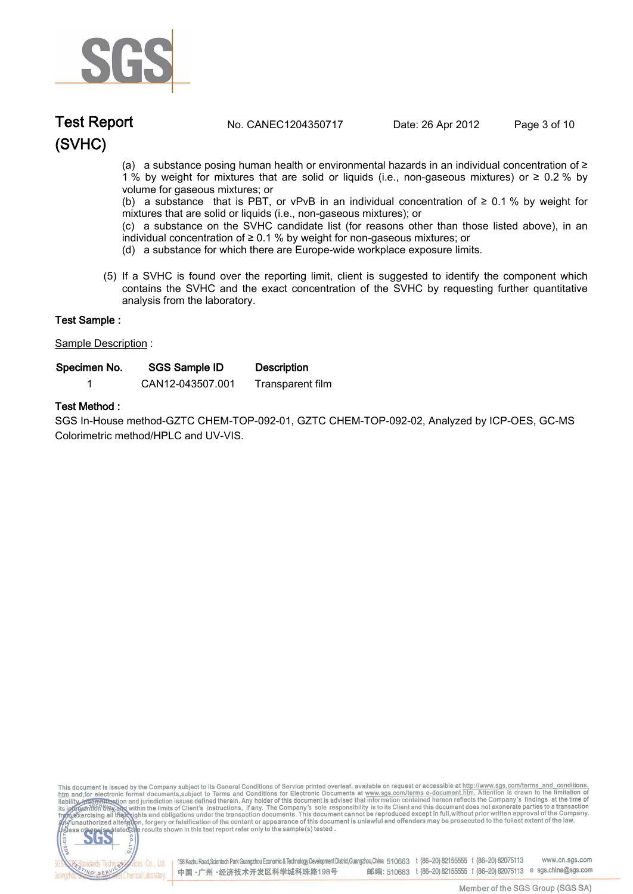(a) a substance posing human health or environmental hazards in an individual concentration of ≥ 1 % by weight for mixtures that are solid or liquids (i.e., non-gaseous mixtures) or ≥ 0.2 % by volume for gaseous mixtures; or

(b) a substance that is PBT, or vPvB in an individual concentration of ≥ 0.1 % by weight for mixtures that are solid or liquids (i.e., non-gaseous mixtures); or

(c) a substance on the SVHC candidate list (for reasons other than those listed above), in an individual concentration of ≥ 0.1 % by weight for non-gaseous mixtures; or

(d) a substance for which there are Europe-wide workplace exposure limits.

(5) If a SVHC is found over the reporting limit, client is suggested to identify the component which contains the SVHC and the exact concentration of the SVHC by requesting further quantitative analysis from the laboratory.

**Test Sample :**

Sample Description :

| Specimen No. | SGS Sample ID | Description |
|---|---|---|
| 1 | CAN12-043507.001 | Transparent film |

**Test Method :**

SGS In-House method-GZTC CHEM-TOP-092-01, GZTC CHEM-TOP-092-02, Analyzed by ICP-OES, GC-MS Colorimetric method/HPLC and UV-VIS.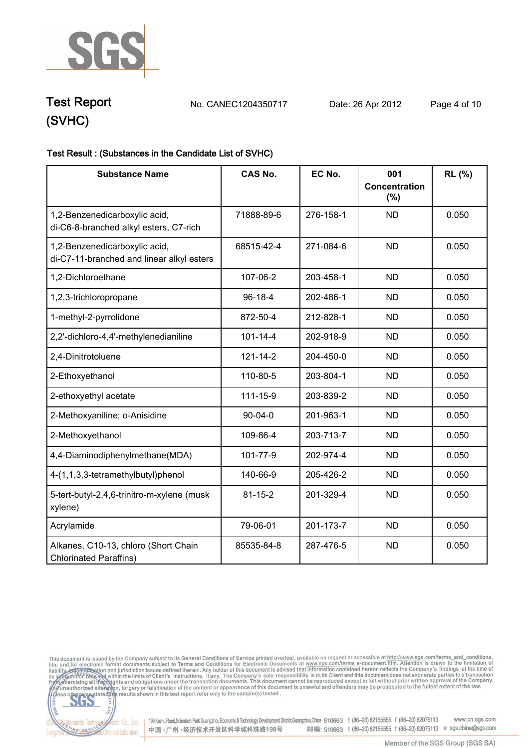# Test Report (SVHC)

No. CANEC1204350717 Date: 26 Apr 2012

## Test Result : (Substances in the Candidate List of SVHC)

| Substance Name | CAS No. | EC No. | 001 Concentration (%) | RL (%) |
|---|---|---|---|---|
| 1,2-Benzenedicarboxylic acid, di-C6-8-branched alkyl esters, C7-rich | 71888-89-6 | 276-158-1 | ND | 0.050 |
| 1,2-Benzenedicarboxylic acid, di-C7-11-branched and linear alkyl esters | 68515-42-4 | 271-084-6 | ND | 0.050 |
| 1,2-Dichloroethane | 107-06-2 | 203-458-1 | ND | 0.050 |
| 1,2,3-trichloropropane | 96-18-4 | 202-486-1 | ND | 0.050 |
| 1-methyl-2-pyrrolidone | 872-50-4 | 212-828-1 | ND | 0.050 |
| 2,2'-dichloro-4,4'-methylenedianiline | 101-14-4 | 202-918-9 | ND | 0.050 |
| 2,4-Dinitrotoluene | 121-14-2 | 204-450-0 | ND | 0.050 |
| 2-Ethoxyethanol | 110-80-5 | 203-804-1 | ND | 0.050 |
| 2-ethoxyethyl acetate | 111-15-9 | 203-839-2 | ND | 0.050 |
| 2-Methoxyaniline; o-Anisidine | 90-04-0 | 201-963-1 | ND | 0.050 |
| 2-Methoxyethanol | 109-86-4 | 203-713-7 | ND | 0.050 |
| 4,4-Diaminodiphenylmethane(MDA) | 101-77-9 | 202-974-4 | ND | 0.050 |
| 4-(1,1,3,3-tetramethylbutyl)phenol | 140-66-9 | 205-426-2 | ND | 0.050 |
| 5-tert-butyl-2,4,6-trinitro-m-xylene (musk xylene) | 81-15-2 | 201-329-4 | ND | 0.050 |
| Acrylamide | 79-06-01 | 201-173-7 | ND | 0.050 |
| Alkanes, C10-13, chloro (Short Chain Chlorinated Paraffins) | 85535-84-8 | 287-476-5 | ND | 0.050 |

This document is issued by the Company subject to its General Conditions of Service printed overleaf, available on request or accessible at http://www.sgs.com/terms_and_conditions.htm and,for electronic format documents,subject to Terms and Conditions for Electronic Documents at www.sgs.com/terms_e-document.htm. Attention is drawn to the limitation of liability, indemnification and jurisdiction issues defined therein. Any holder of this document is advised that information contained hereon reflects the Company's findings at the time of its intervention only and within the limits of Client's instructions, if any. The Company's sole responsibility is to its Client and this document does not exonerate parties to a transaction from exercising all their rights and obligations under the transaction documents. This document cannot be reproduced except in full,without prior written approval of the Company. Any unauthorized alteration, forgery or falsification of the content or appearance of this document is unlawful and offenders may be prosecuted to the fullest extent of the law. Unless otherwise stated the results shown in this test report refer only to the sample(s) tested .

198 Kezhu Road,Scientech Park Guangzhou Economic & Technology Development District,Guangzhou,China 510663 t (86–20) 82155555 f (86–20) 82075113 www.cn.sgs.com
中国·广州·经济技术开发区科学城科珠路198号 邮编: 510663 t (86–20) 82155555 f (86–20) 82075113 e sgs.china@sgs.com

Member of the SGS Group (SGS SA)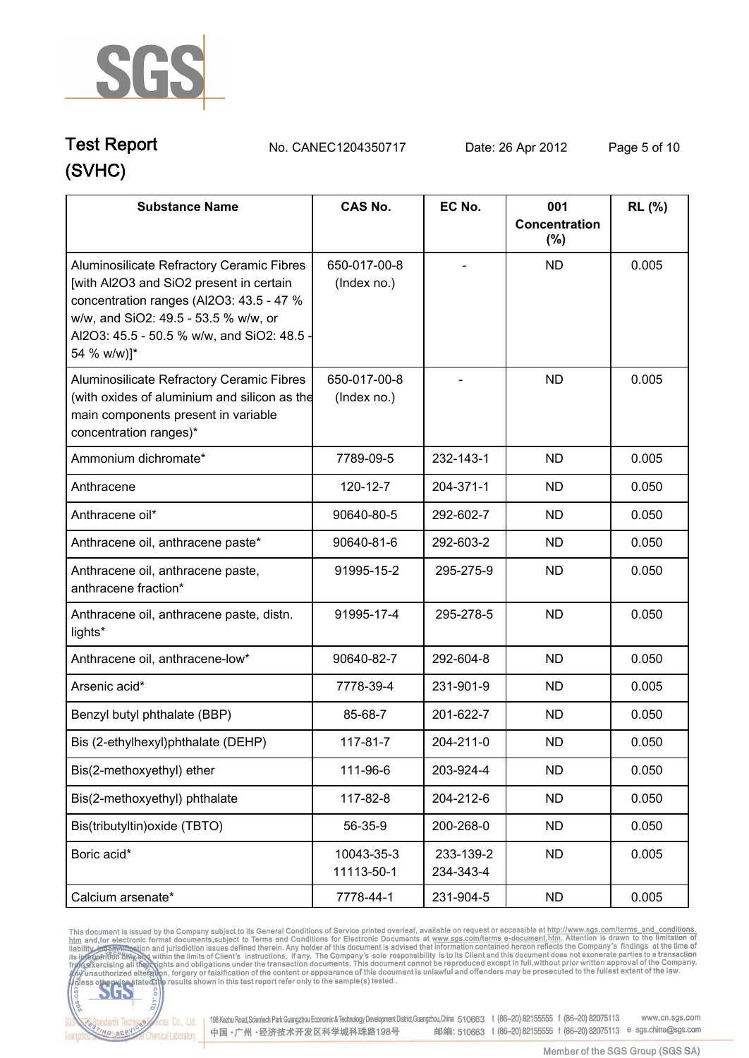# Test Report

(SVHC)

No. CANEC1204350717 Date: 26 Apr 2012

| Substance Name | CAS No. | EC No. | 001 Concentration (%) | RL (%) |
|---|---|---|---|---|
| Aluminosilicate Refractory Ceramic Fibres [with Al2O3 and SiO2 present in certain concentration ranges (Al2O3: 43.5 - 47 % w/w, and SiO2: 49.5 - 53.5 % w/w, or Al2O3: 45.5 - 50.5 % w/w, and SiO2: 48.5 - 54 % w/w)]* | 650-017-00-8 (Index no.) | - | ND | 0.005 |
| Aluminosilicate Refractory Ceramic Fibres (with oxides of aluminium and silicon as the main components present in variable concentration ranges)* | 650-017-00-8 (Index no.) | - | ND | 0.005 |
| Ammonium dichromate* | 7789-09-5 | 232-143-1 | ND | 0.005 |
| Anthracene | 120-12-7 | 204-371-1 | ND | 0.050 |
| Anthracene oil* | 90640-80-5 | 292-602-7 | ND | 0.050 |
| Anthracene oil, anthracene paste* | 90640-81-6 | 292-603-2 | ND | 0.050 |
| Anthracene oil, anthracene paste, anthracene fraction* | 91995-15-2 | 295-275-9 | ND | 0.050 |
| Anthracene oil, anthracene paste, distn. lights* | 91995-17-4 | 295-278-5 | ND | 0.050 |
| Anthracene oil, anthracene-low* | 90640-82-7 | 292-604-8 | ND | 0.050 |
| Arsenic acid* | 7778-39-4 | 231-901-9 | ND | 0.005 |
| Benzyl butyl phthalate (BBP) | 85-68-7 | 201-622-7 | ND | 0.050 |
| Bis (2-ethylhexyl)phthalate (DEHP) | 117-81-7 | 204-211-0 | ND | 0.050 |
| Bis(2-methoxyethyl) ether | 111-96-6 | 203-924-4 | ND | 0.050 |
| Bis(2-methoxyethyl) phthalate | 117-82-8 | 204-212-6 | ND | 0.050 |
| Bis(tributyltin)oxide (TBTO) | 56-35-9 | 200-268-0 | ND | 0.050 |
| Boric acid* | 10043-35-3 11113-50-1 | 233-139-2 234-343-4 | ND | 0.005 |
| Calcium arsenate* | 7778-44-1 | 231-904-5 | ND | 0.005 |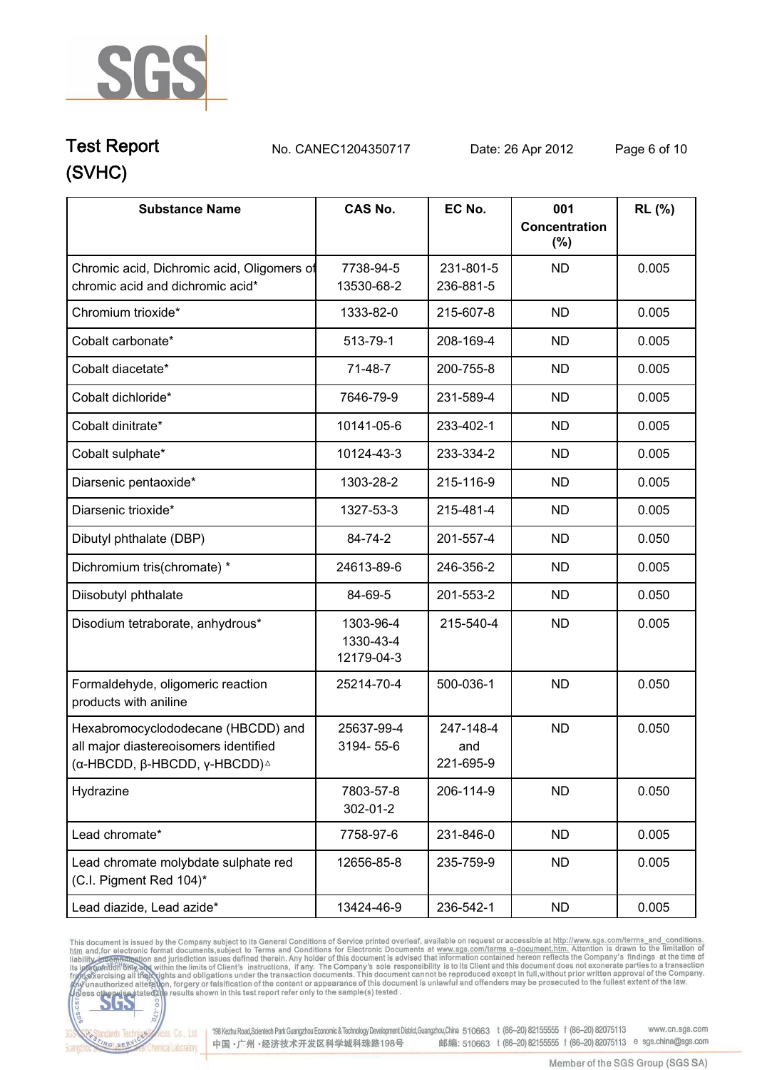# Test Report (SVHC)

No. CANEC1204350717 Date: 26 Apr 2012

| Substance Name | CAS No. | EC No. | 001 Concentration (%) | RL (%) |
|---|---|---|---|---|
| Chromic acid, Dichromic acid, Oligomers of chromic acid and dichromic acid* | 7738-94-5<br>13530-68-2 | 231-801-5<br>236-881-5 | ND | 0.005 |
| Chromium trioxide* | 1333-82-0 | 215-607-8 | ND | 0.005 |
| Cobalt carbonate* | 513-79-1 | 208-169-4 | ND | 0.005 |
| Cobalt diacetate* | 71-48-7 | 200-755-8 | ND | 0.005 |
| Cobalt dichloride* | 7646-79-9 | 231-589-4 | ND | 0.005 |
| Cobalt dinitrate* | 10141-05-6 | 233-402-1 | ND | 0.005 |
| Cobalt sulphate* | 10124-43-3 | 233-334-2 | ND | 0.005 |
| Diarsenic pentaoxide* | 1303-28-2 | 215-116-9 | ND | 0.005 |
| Diarsenic trioxide* | 1327-53-3 | 215-481-4 | ND | 0.005 |
| Dibutyl phthalate (DBP) | 84-74-2 | 201-557-4 | ND | 0.050 |
| Dichromium tris(chromate) * | 24613-89-6 | 246-356-2 | ND | 0.005 |
| Diisobutyl phthalate | 84-69-5 | 201-553-2 | ND | 0.050 |
| Disodium tetraborate, anhydrous* | 1303-96-4<br>1330-43-4<br>12179-04-3 | 215-540-4 | ND | 0.005 |
| Formaldehyde, oligomeric reaction products with aniline | 25214-70-4 | 500-036-1 | ND | 0.050 |
| Hexabromocyclododecane (HBCDD) and all major diastereoisomers identified (α-HBCDD, β-HBCDD, γ-HBCDD)△ | 25637-99-4<br>3194- 55-6 | 247-148-4<br>and<br>221-695-9 | ND | 0.050 |
| Hydrazine | 7803-57-8<br>302-01-2 | 206-114-9 | ND | 0.050 |
| Lead chromate* | 7758-97-6 | 231-846-0 | ND | 0.005 |
| Lead chromate molybdate sulphate red (C.I. Pigment Red 104)* | 12656-85-8 | 235-759-9 | ND | 0.005 |
| Lead diazide, Lead azide* | 13424-46-9 | 236-542-1 | ND | 0.005 |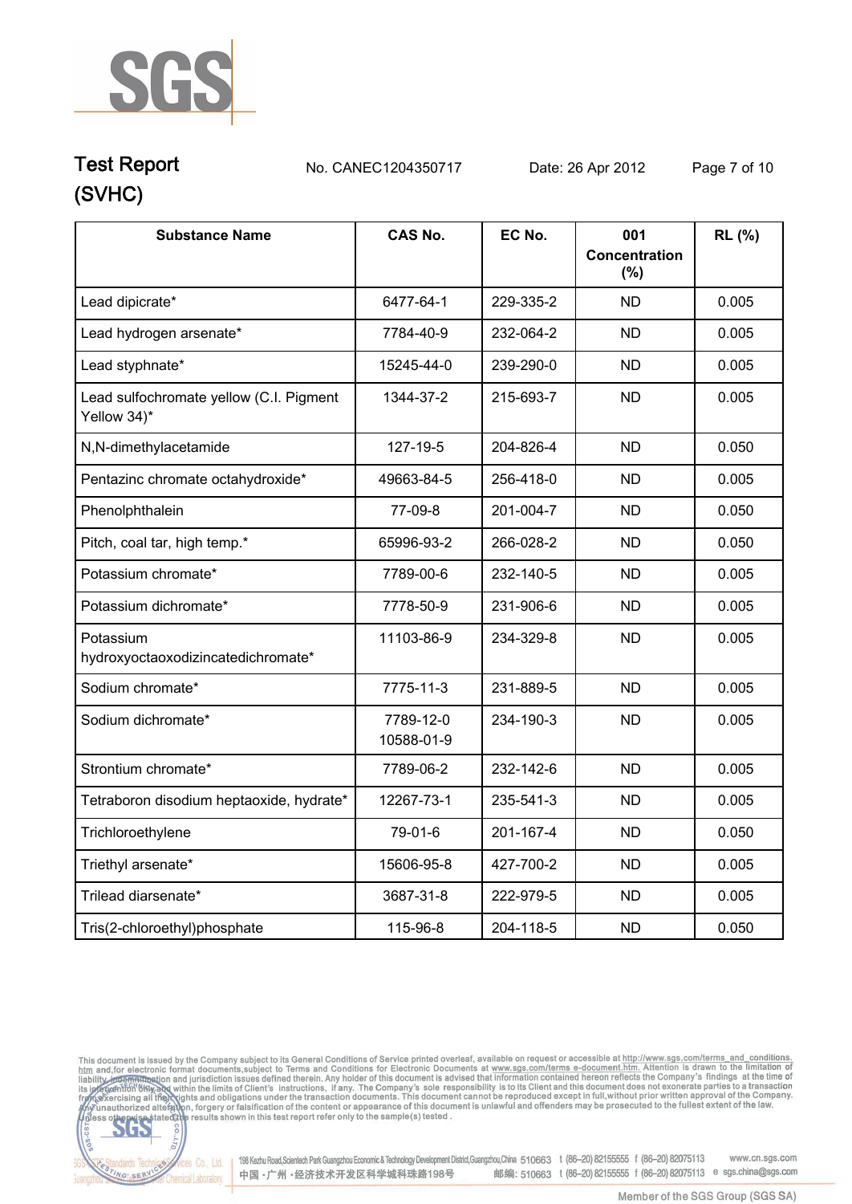**Test Report**  
**(SVHC)**

No. CANEC1204350717 Date: 26 Apr 2012

| Substance Name | CAS No. | EC No. | 001 Concentration (%) | RL (%) |
|---|---|---|---|---|
| Lead dipicrate* | 6477-64-1 | 229-335-2 | ND | 0.005 |
| Lead hydrogen arsenate* | 7784-40-9 | 232-064-2 | ND | 0.005 |
| Lead styphnate* | 15245-44-0 | 239-290-0 | ND | 0.005 |
| Lead sulfochromate yellow (C.I. Pigment Yellow 34)* | 1344-37-2 | 215-693-7 | ND | 0.005 |
| N,N-dimethylacetamide | 127-19-5 | 204-826-4 | ND | 0.050 |
| Pentazinc chromate octahydroxide* | 49663-84-5 | 256-418-0 | ND | 0.005 |
| Phenolphthalein | 77-09-8 | 201-004-7 | ND | 0.050 |
| Pitch, coal tar, high temp.* | 65996-93-2 | 266-028-2 | ND | 0.050 |
| Potassium chromate* | 7789-00-6 | 232-140-5 | ND | 0.005 |
| Potassium dichromate* | 7778-50-9 | 231-906-6 | ND | 0.005 |
| Potassium hydroxyoctaoxodizincatedichromate* | 11103-86-9 | 234-329-8 | ND | 0.005 |
| Sodium chromate* | 7775-11-3 | 231-889-5 | ND | 0.005 |
| Sodium dichromate* | 7789-12-0 10588-01-9 | 234-190-3 | ND | 0.005 |
| Strontium chromate* | 7789-06-2 | 232-142-6 | ND | 0.005 |
| Tetraboron disodium heptaoxide, hydrate* | 12267-73-1 | 235-541-3 | ND | 0.005 |
| Trichloroethylene | 79-01-6 | 201-167-4 | ND | 0.050 |
| Triethyl arsenate* | 15606-95-8 | 427-700-2 | ND | 0.005 |
| Trilead diarsenate* | 3687-31-8 | 222-979-5 | ND | 0.005 |
| Tris(2-chloroethyl)phosphate | 115-96-8 | 204-118-5 | ND | 0.050 |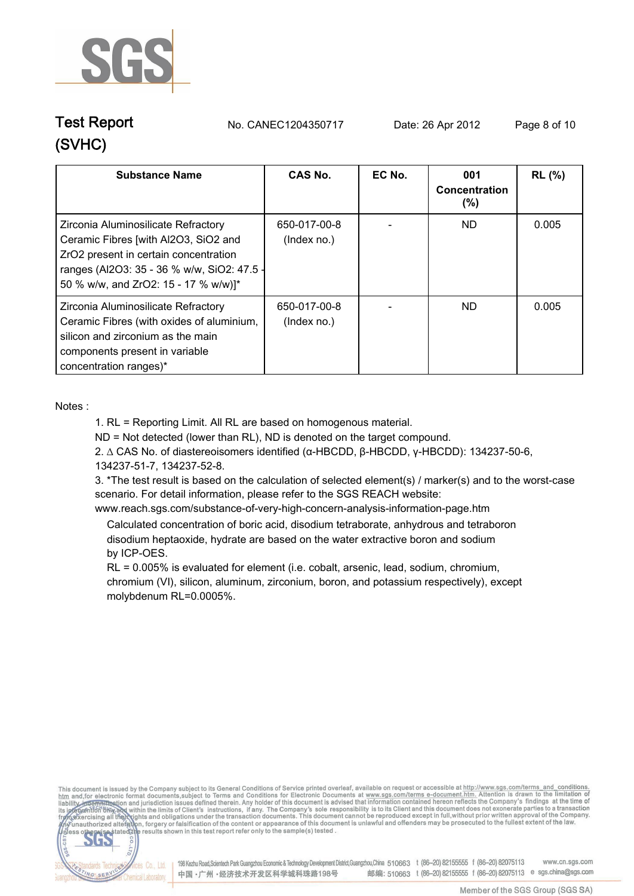| Substance Name | CAS No. | EC No. | 001 Concentration (%) | RL (%) |
|---|---|---|---|---|
| Zirconia Aluminosilicate Refractory Ceramic Fibres [with $Al_2O_3$, $SiO_2$ and $ZrO_2$ present in certain concentration ranges ($Al_2O_3$: 35 - 36 % w/w, $SiO_2$: 47.5 - 50 % w/w, and $ZrO_2$: 15 - 17 % w/w)]* | 650-017-00-8 (Index no.) | - | ND | 0.005 |
| Zirconia Aluminosilicate Refractory Ceramic Fibres (with oxides of aluminium, silicon and zirconium as the main components present in variable concentration ranges)* | 650-017-00-8 (Index no.) | - | ND | 0.005 |

Notes :

1. RL = Reporting Limit. All RL are based on homogenous material.
   ND = Not detected (lower than RL), ND is denoted on the target compound.
2. ∆ CAS No. of diastereoisomers identified (α-HBCDD, β-HBCDD, γ-HBCDD): 134237-50-6, 134237-51-7, 134237-52-8.
3. *The test result is based on the calculation of selected element(s) / marker(s) and to the worst-case scenario. For detail information, please refer to the SGS REACH website: www.reach.sgs.com/substance-of-very-high-concern-analysis-information-page.htm
   Calculated concentration of boric acid, disodium tetraborate, anhydrous and tetraboron disodium heptaoxide, hydrate are based on the water extractive boron and sodium by ICP-OES.
   RL = 0.005% is evaluated for element (i.e. cobalt, arsenic, lead, sodium, chromium, chromium (VI), silicon, aluminum, zirconium, boron, and potassium respectively), except molybdenum RL=0.0005%.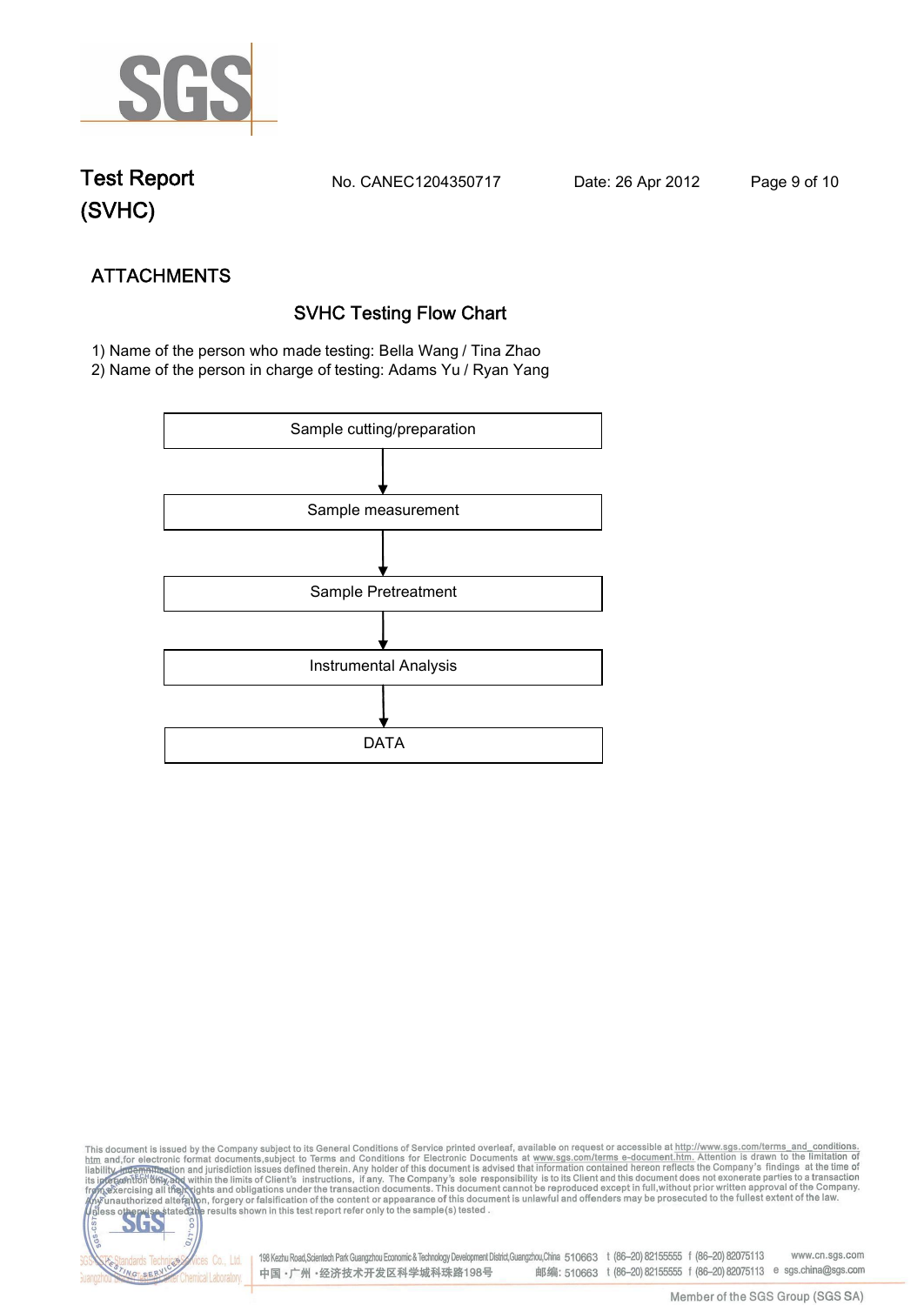## ATTACHMENTS

### SVHC Testing Flow Chart

1) Name of the person who made testing: Bella Wang / Tina Zhao
2) Name of the person in charge of testing: Adams Yu / Ryan Yang

Sample cutting/preparation

↓

Sample measurement

↓

Sample Pretreatment

↓

Instrumental Analysis

↓

DATA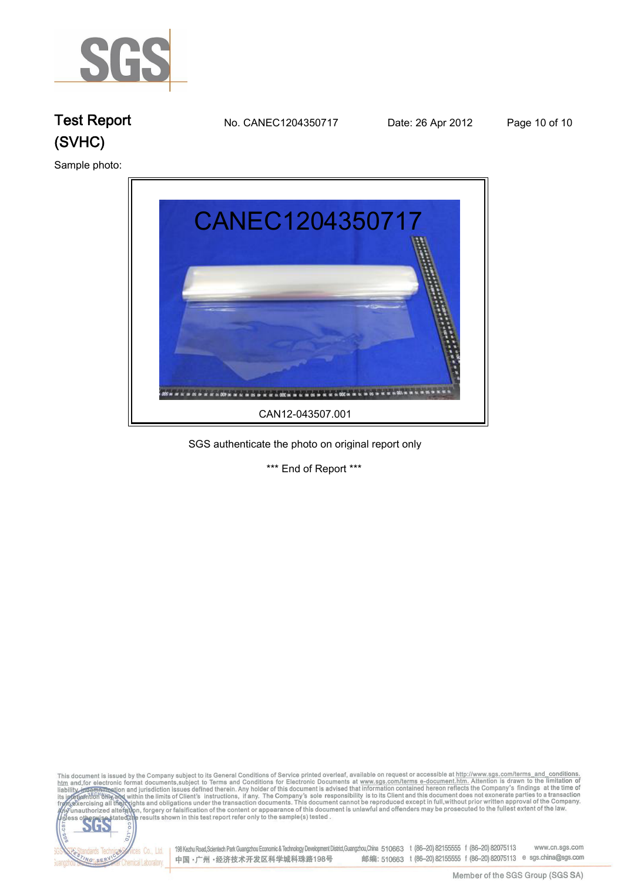# Test Report (SVHC)

No. CANEC1204350717 Date: 26 Apr 2012

Sample photo:

CANEC1204350717

CAN12-043507.001

SGS authenticate the photo on original report only

*** End of Report ***

This document is issued by the Company subject to its General Conditions of Service printed overleaf, available on request or accessible at http://www.sgs.com/terms_and_conditions.htm and, for electronic format documents, subject to Terms and Conditions for Electronic Documents at www.sgs.com/terms_e-document.htm. Attention is drawn to the limitation of liability, indemnification and jurisdiction issues defined therein. Any holder of this document is advised that information contained hereon reflects the Company's findings at the time of its intervention only and within the limits of Client's instructions, if any. The Company's sole responsibility is to its Client and this document does not exonerate parties to a transaction from exercising all their rights and obligations under the transaction documents. This document cannot be reproduced except in full, without prior written approval of the Company. Any unauthorized alteration, forgery or falsification of the content or appearance of this document is unlawful and offenders may be prosecuted to the fullest extent of the law. Unless otherwise stated the results shown in this test report refer only to the sample(s) tested.

198 Kezhu Road,Scientech Park Guangzhou Economic & Technology Development District,Guangzhou,China 510663 t (86–20) 82155555 f (86–20) 82075113 www.cn.sgs.com

中国 · 广州 · 经济技术开发区科学城科珠路198号 邮编: 510663 t (86–20) 82155555 f (86–20) 82075113 e sgs.china@sgs.com

Member of the SGS Group (SGS SA)